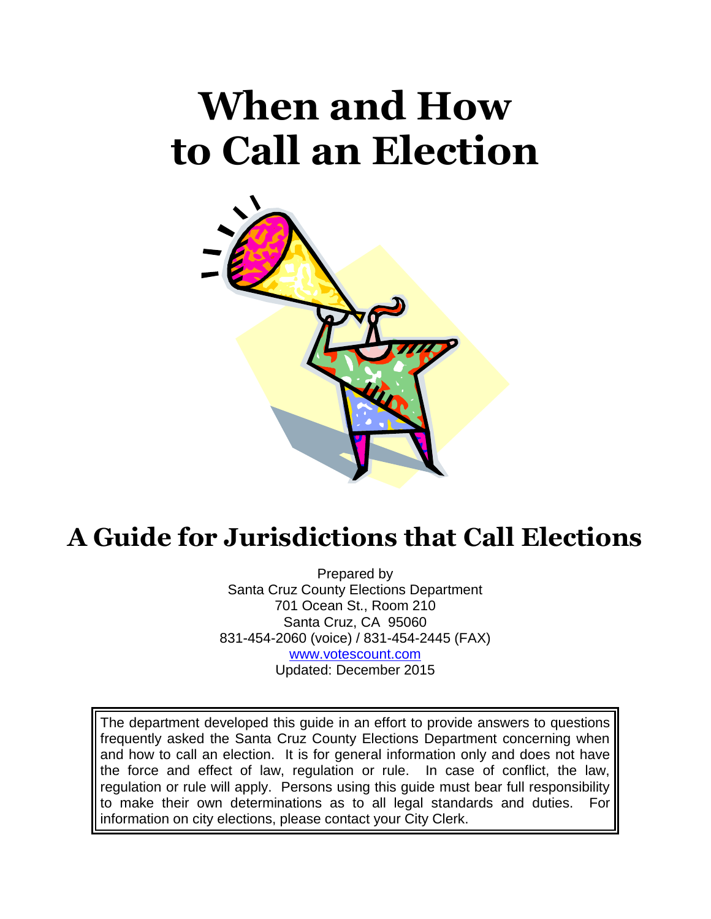# When and How to Call an Election

## A Guide for Jurisdictions that Call Elections

Prepared by
Santa Cruz County Elections Department
701 Ocean St., Room 210
Santa Cruz, CA 95060
831-454-2060 (voice) / 831-454-2445 (FAX)
www.votescount.com
Updated: December 2015

The department developed this guide in an effort to provide answers to questions frequently asked the Santa Cruz County Elections Department concerning when and how to call an election. It is for general information only and does not have the force and effect of law, regulation or rule. In case of conflict, the law, regulation or rule will apply. Persons using this guide must bear full responsibility to make their own determinations as to all legal standards and duties. For information on city elections, please contact your City Clerk.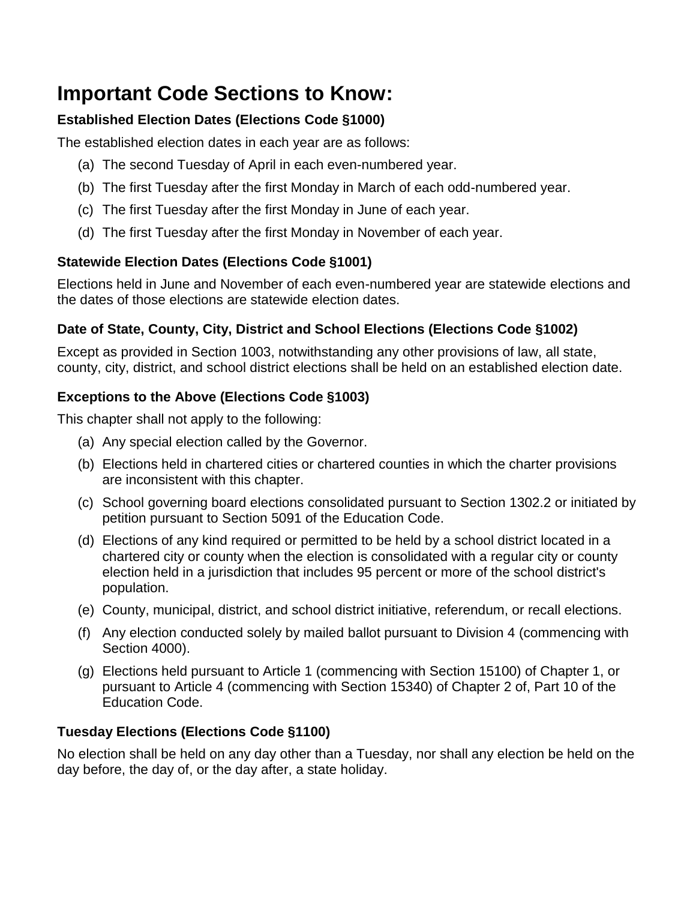# Important Code Sections to Know:

### Established Election Dates (Elections Code §1000)

The established election dates in each year are as follows:

(a) The second Tuesday of April in each even-numbered year.

(b) The first Tuesday after the first Monday in March of each odd-numbered year.

(c) The first Tuesday after the first Monday in June of each year.

(d) The first Tuesday after the first Monday in November of each year.

### Statewide Election Dates (Elections Code §1001)

Elections held in June and November of each even-numbered year are statewide elections and the dates of those elections are statewide election dates.

### Date of State, County, City, District and School Elections (Elections Code §1002)

Except as provided in Section 1003, notwithstanding any other provisions of law, all state, county, city, district, and school district elections shall be held on an established election date.

### Exceptions to the Above (Elections Code §1003)

This chapter shall not apply to the following:

(a) Any special election called by the Governor.

(b) Elections held in chartered cities or chartered counties in which the charter provisions are inconsistent with this chapter.

(c) School governing board elections consolidated pursuant to Section 1302.2 or initiated by petition pursuant to Section 5091 of the Education Code.

(d) Elections of any kind required or permitted to be held by a school district located in a chartered city or county when the election is consolidated with a regular city or county election held in a jurisdiction that includes 95 percent or more of the school district's population.

(e) County, municipal, district, and school district initiative, referendum, or recall elections.

(f) Any election conducted solely by mailed ballot pursuant to Division 4 (commencing with Section 4000).

(g) Elections held pursuant to Article 1 (commencing with Section 15100) of Chapter 1, or pursuant to Article 4 (commencing with Section 15340) of Chapter 2 of, Part 10 of the Education Code.

### Tuesday Elections (Elections Code §1100)

No election shall be held on any day other than a Tuesday, nor shall any election be held on the day before, the day of, or the day after, a state holiday.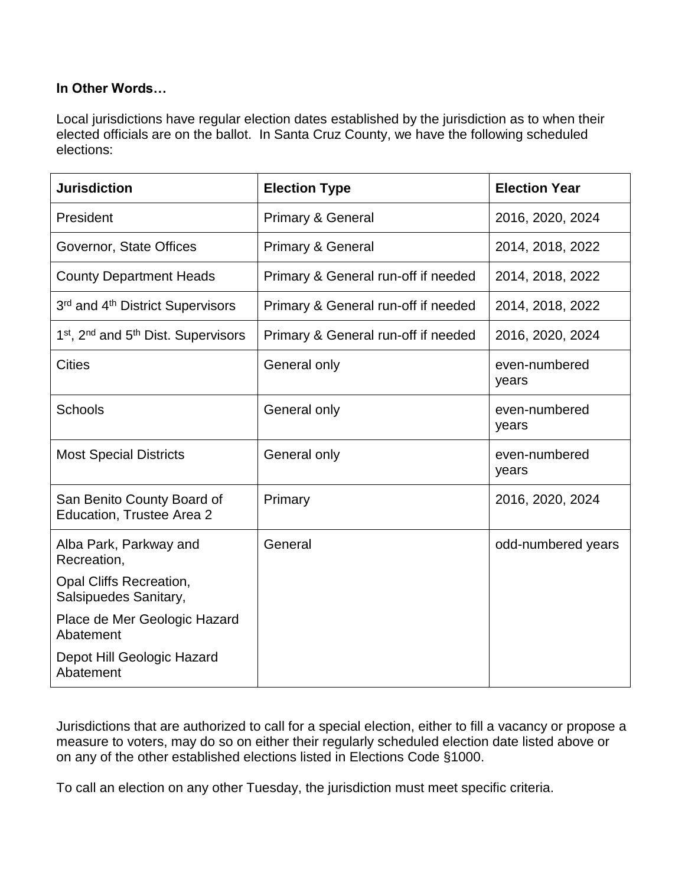**In Other Words…**

Local jurisdictions have regular election dates established by the jurisdiction as to when their elected officials are on the ballot. In Santa Cruz County, we have the following scheduled elections:

| Jurisdiction | Election Type | Election Year |
|---|---|---|
| President | Primary & General | 2016, 2020, 2024 |
| Governor, State Offices | Primary & General | 2014, 2018, 2022 |
| County Department Heads | Primary & General run-off if needed | 2014, 2018, 2022 |
| 3rd and 4th District Supervisors | Primary & General run-off if needed | 2014, 2018, 2022 |
| 1st, 2nd and 5th Dist. Supervisors | Primary & General run-off if needed | 2016, 2020, 2024 |
| Cities | General only | even-numbered years |
| Schools | General only | even-numbered years |
| Most Special Districts | General only | even-numbered years |
| San Benito County Board of Education, Trustee Area 2 | Primary | 2016, 2020, 2024 |
| Alba Park, Parkway and Recreation, Opal Cliffs Recreation, Salsipuedes Sanitary, Place de Mer Geologic Hazard Abatement, Depot Hill Geologic Hazard Abatement | General | odd-numbered years |

Jurisdictions that are authorized to call for a special election, either to fill a vacancy or propose a measure to voters, may do so on either their regularly scheduled election date listed above or on any of the other established elections listed in Elections Code §1000.

To call an election on any other Tuesday, the jurisdiction must meet specific criteria.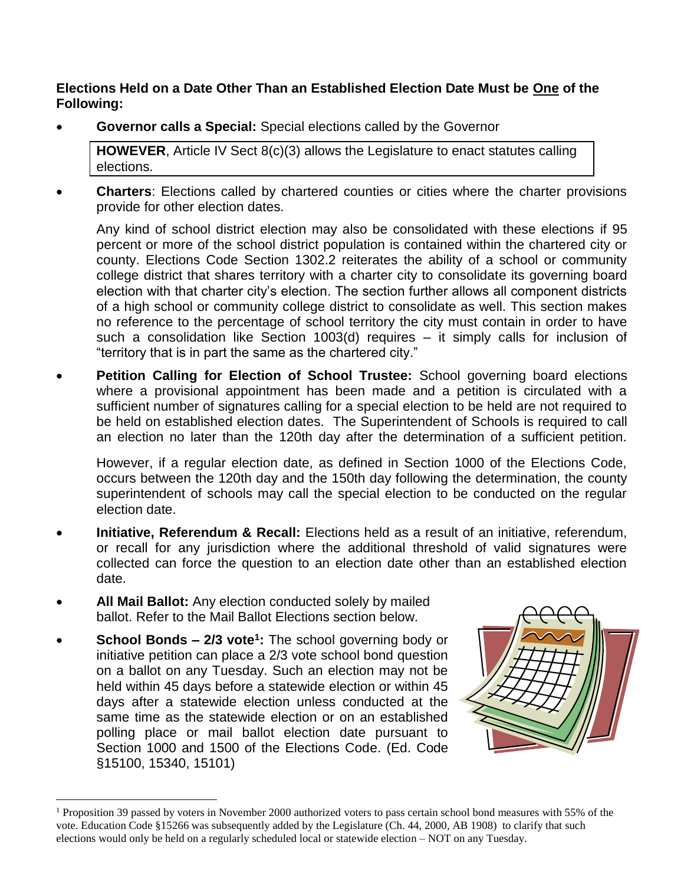**Elections Held on a Date Other Than an Established Election Date Must be <u>One</u> of the Following:**

- **Governor calls a Special:** Special elections called by the Governor

  **HOWEVER**, Article IV Sect 8(c)(3) allows the Legislature to enact statutes calling elections.

- **Charters**: Elections called by chartered counties or cities where the charter provisions provide for other election dates.

  Any kind of school district election may also be consolidated with these elections if 95 percent or more of the school district population is contained within the chartered city or county. Elections Code Section 1302.2 reiterates the ability of a school or community college district that shares territory with a charter city to consolidate its governing board election with that charter city's election. The section further allows all component districts of a high school or community college district to consolidate as well. This section makes no reference to the percentage of school territory the city must contain in order to have such a consolidation like Section 1003(d) requires – it simply calls for inclusion of "territory that is in part the same as the chartered city."

- **Petition Calling for Election of School Trustee:** School governing board elections where a provisional appointment has been made and a petition is circulated with a sufficient number of signatures calling for a special election to be held are not required to be held on established election dates. The Superintendent of Schools is required to call an election no later than the 120th day after the determination of a sufficient petition.

  However, if a regular election date, as defined in Section 1000 of the Elections Code, occurs between the 120th day and the 150th day following the determination, the county superintendent of schools may call the special election to be conducted on the regular election date.

- **Initiative, Referendum & Recall:** Elections held as a result of an initiative, referendum, or recall for any jurisdiction where the additional threshold of valid signatures were collected can force the question to an election date other than an established election date.

- **All Mail Ballot:** Any election conducted solely by mailed ballot. Refer to the Mail Ballot Elections section below.

- **School Bonds – 2/3 vote[1]:** The school governing body or initiative petition can place a 2/3 vote school bond question on a ballot on any Tuesday. Such an election may not be held within 45 days before a statewide election or within 45 days after a statewide election unless conducted at the same time as the statewide election or on an established polling place or mail ballot election date pursuant to Section 1000 and 1500 of the Elections Code. (Ed. Code §15100, 15340, 15101)

---

[1] Proposition 39 passed by voters in November 2000 authorized voters to pass certain school bond measures with 55% of the vote. Education Code §15266 was subsequently added by the Legislature (Ch. 44, 2000, AB 1908) to clarify that such elections would only be held on a regularly scheduled local or statewide election – NOT on any Tuesday.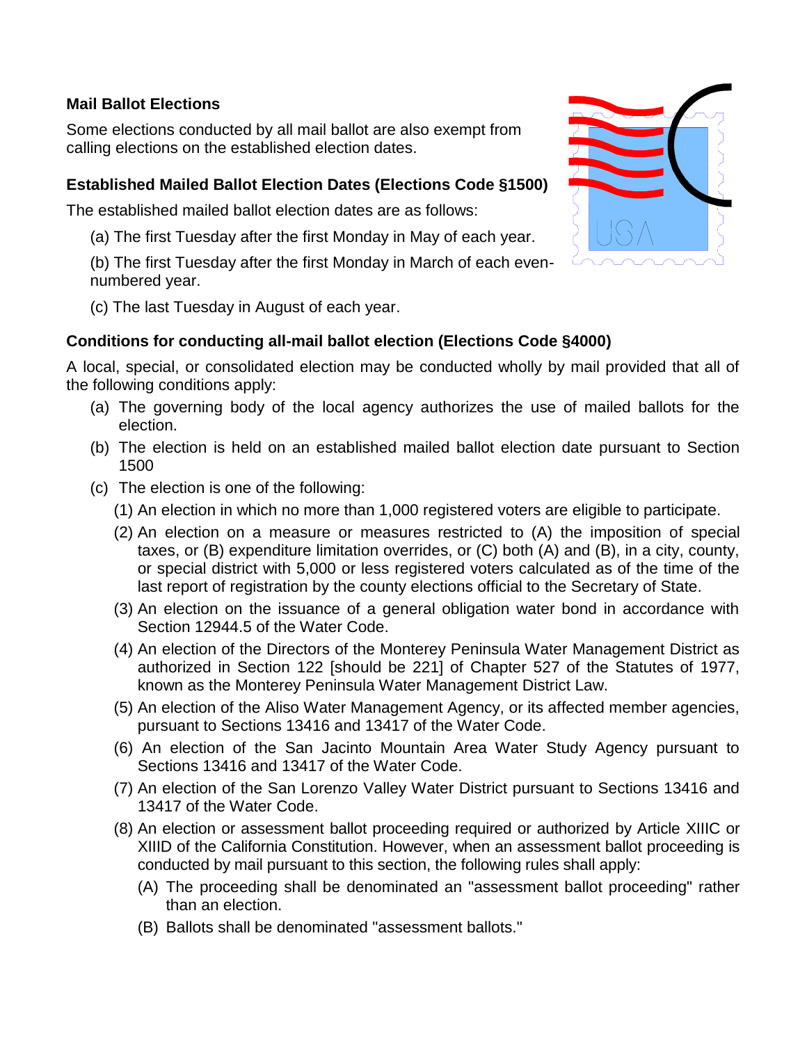## Mail Ballot Elections

Some elections conducted by all mail ballot are also exempt from calling elections on the established election dates.

### Established Mailed Ballot Election Dates (Elections Code §1500)

The established mailed ballot election dates are as follows:

(a) The first Tuesday after the first Monday in May of each year.

(b) The first Tuesday after the first Monday in March of each even-numbered year.

(c) The last Tuesday in August of each year.

### Conditions for conducting all-mail ballot election (Elections Code §4000)

A local, special, or consolidated election may be conducted wholly by mail provided that all of the following conditions apply:

(a) The governing body of the local agency authorizes the use of mailed ballots for the election.

(b) The election is held on an established mailed ballot election date pursuant to Section 1500

(c) The election is one of the following:

(1) An election in which no more than 1,000 registered voters are eligible to participate.

(2) An election on a measure or measures restricted to (A) the imposition of special taxes, or (B) expenditure limitation overrides, or (C) both (A) and (B), in a city, county, or special district with 5,000 or less registered voters calculated as of the time of the last report of registration by the county elections official to the Secretary of State.

(3) An election on the issuance of a general obligation water bond in accordance with Section 12944.5 of the Water Code.

(4) An election of the Directors of the Monterey Peninsula Water Management District as authorized in Section 122 [should be 221] of Chapter 527 of the Statutes of 1977, known as the Monterey Peninsula Water Management District Law.

(5) An election of the Aliso Water Management Agency, or its affected member agencies, pursuant to Sections 13416 and 13417 of the Water Code.

(6) An election of the San Jacinto Mountain Area Water Study Agency pursuant to Sections 13416 and 13417 of the Water Code.

(7) An election of the San Lorenzo Valley Water District pursuant to Sections 13416 and 13417 of the Water Code.

(8) An election or assessment ballot proceeding required or authorized by Article XIIIC or XIIID of the California Constitution. However, when an assessment ballot proceeding is conducted by mail pursuant to this section, the following rules shall apply:

(A) The proceeding shall be denominated an "assessment ballot proceeding" rather than an election.

(B) Ballots shall be denominated "assessment ballots."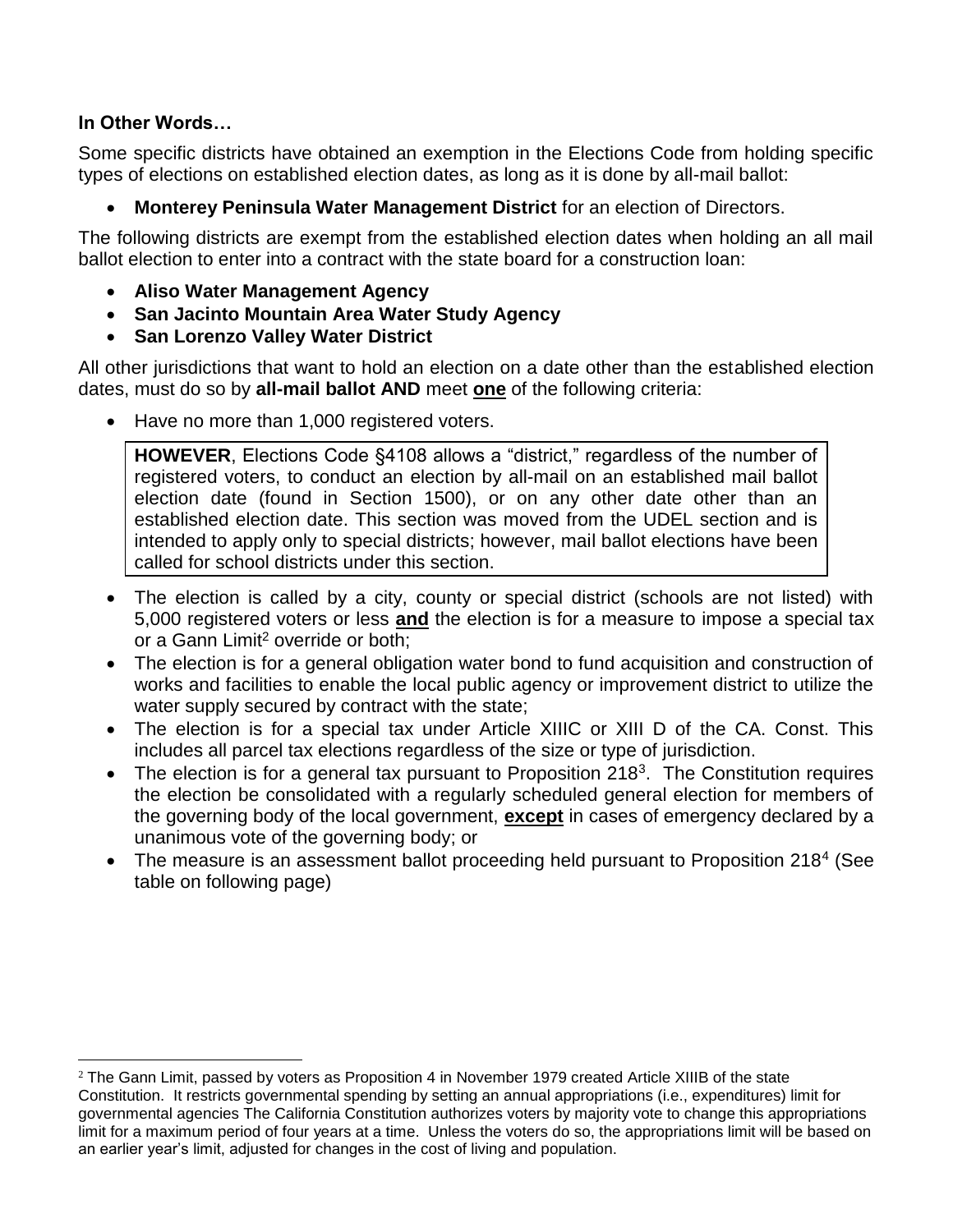**In Other Words…**

Some specific districts have obtained an exemption in the Elections Code from holding specific types of elections on established election dates, as long as it is done by all-mail ballot:

- **Monterey Peninsula Water Management District** for an election of Directors.

The following districts are exempt from the established election dates when holding an all mail ballot election to enter into a contract with the state board for a construction loan:

- **Aliso Water Management Agency**
- **San Jacinto Mountain Area Water Study Agency**
- **San Lorenzo Valley Water District**

All other jurisdictions that want to hold an election on a date other than the established election dates, must do so by **all-mail ballot AND** meet **one** of the following criteria:

- Have no more than 1,000 registered voters.

> **HOWEVER**, Elections Code §4108 allows a "district," regardless of the number of registered voters, to conduct an election by all-mail on an established mail ballot election date (found in Section 1500), or on any other date other than an established election date. This section was moved from the UDEL section and is intended to apply only to special districts; however, mail ballot elections have been called for school districts under this section.

- The election is called by a city, county or special district (schools are not listed) with 5,000 registered voters or less **and** the election is for a measure to impose a special tax or a Gann Limit[2] override or both;
- The election is for a general obligation water bond to fund acquisition and construction of works and facilities to enable the local public agency or improvement district to utilize the water supply secured by contract with the state;
- The election is for a special tax under Article XIIIC or XIII D of the CA. Const. This includes all parcel tax elections regardless of the size or type of jurisdiction.
- The election is for a general tax pursuant to Proposition 218[3]. The Constitution requires the election be consolidated with a regularly scheduled general election for members of the governing body of the local government, **except** in cases of emergency declared by a unanimous vote of the governing body; or
- The measure is an assessment ballot proceeding held pursuant to Proposition 218[4] (See table on following page)

---

[2] The Gann Limit, passed by voters as Proposition 4 in November 1979 created Article XIIIB of the state Constitution. It restricts governmental spending by setting an annual appropriations (i.e., expenditures) limit for governmental agencies The California Constitution authorizes voters by majority vote to change this appropriations limit for a maximum period of four years at a time. Unless the voters do so, the appropriations limit will be based on an earlier year's limit, adjusted for changes in the cost of living and population.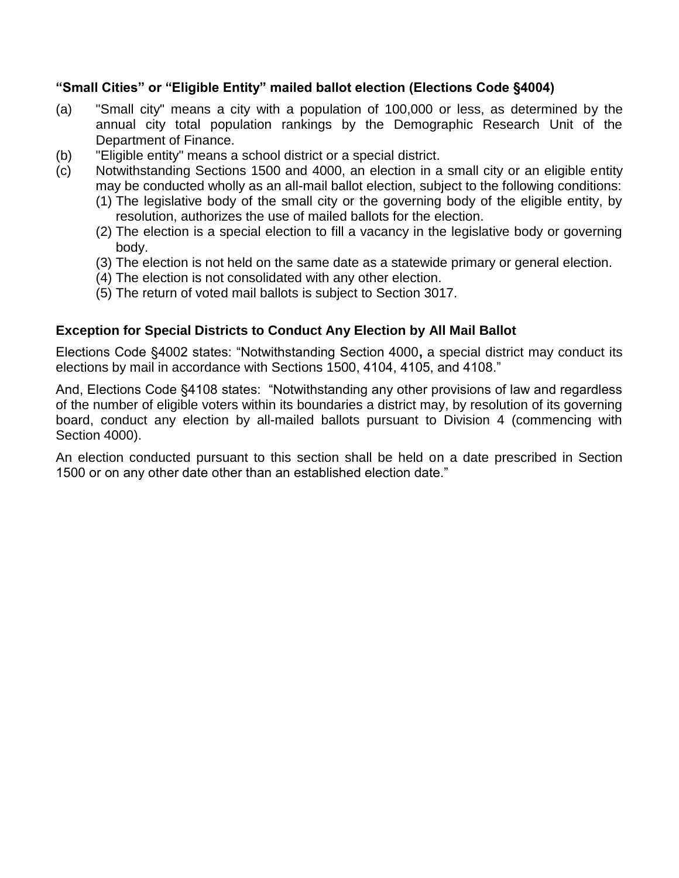### **“Small Cities” or “Eligible Entity” mailed ballot election (Elections Code §4004)**

(a) "Small city" means a city with a population of 100,000 or less, as determined by the annual city total population rankings by the Demographic Research Unit of the Department of Finance.

(b) "Eligible entity" means a school district or a special district.

(c) Notwithstanding Sections 1500 and 4000, an election in a small city or an eligible entity may be conducted wholly as an all-mail ballot election, subject to the following conditions:

(1) The legislative body of the small city or the governing body of the eligible entity, by resolution, authorizes the use of mailed ballots for the election.

(2) The election is a special election to fill a vacancy in the legislative body or governing body.

(3) The election is not held on the same date as a statewide primary or general election.

(4) The election is not consolidated with any other election.

(5) The return of voted mail ballots is subject to Section 3017.

### **Exception for Special Districts to Conduct Any Election by All Mail Ballot**

Elections Code §4002 states: “Notwithstanding Section 4000**,** a special district may conduct its elections by mail in accordance with Sections 1500, 4104, 4105, and 4108.”

And, Elections Code §4108 states: “Notwithstanding any other provisions of law and regardless of the number of eligible voters within its boundaries a district may, by resolution of its governing board, conduct any election by all-mailed ballots pursuant to Division 4 (commencing with Section 4000).

An election conducted pursuant to this section shall be held on a date prescribed in Section 1500 or on any other date other than an established election date.”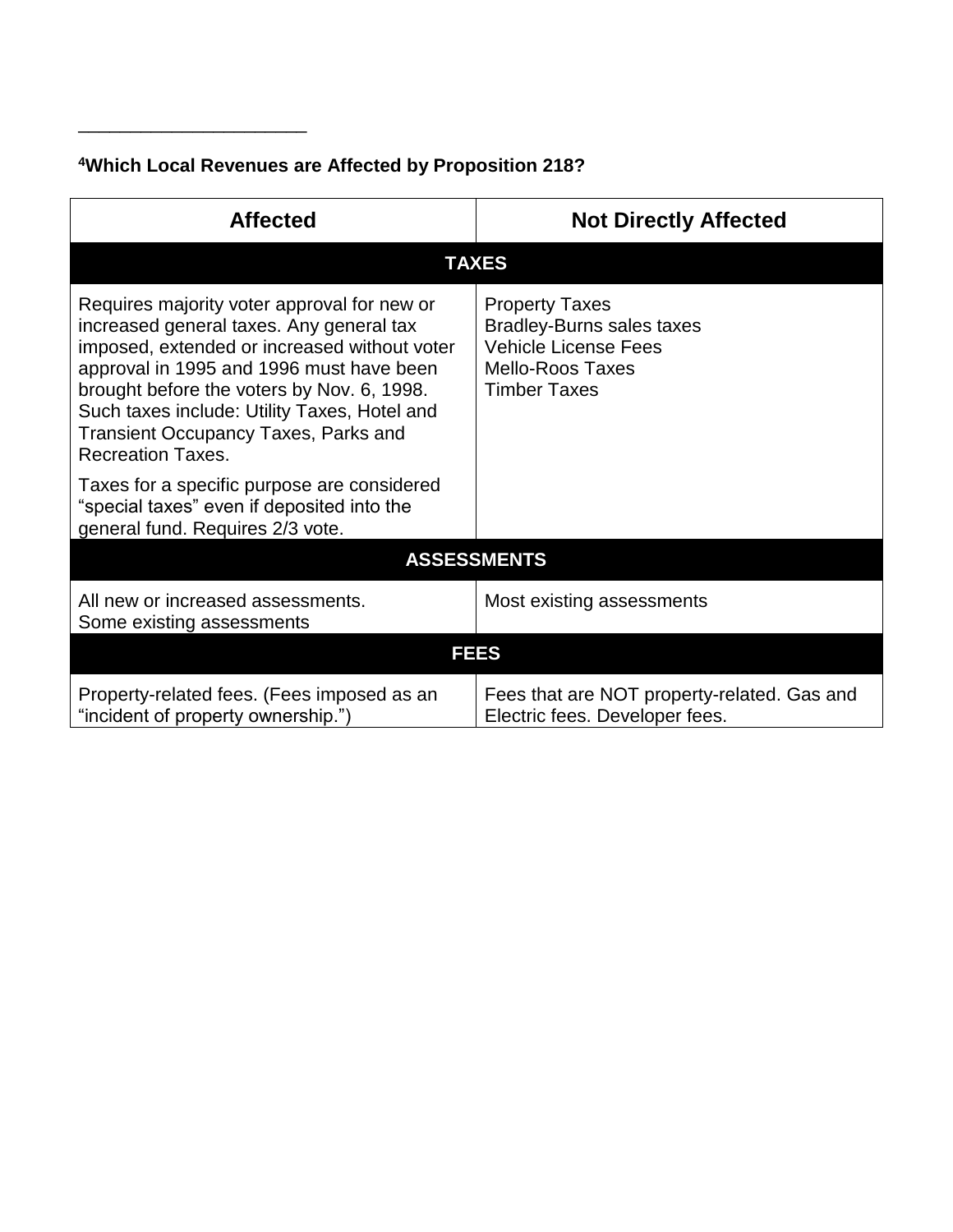---

[4]**Which Local Revenues are Affected by Proposition 218?**

| Affected | Not Directly Affected |
| --- | --- |
| **TAXES** | |
| Requires majority voter approval for new or increased general taxes. Any general tax imposed, extended or increased without voter approval in 1995 and 1996 must have been brought before the voters by Nov. 6, 1998. Such taxes include: Utility Taxes, Hotel and Transient Occupancy Taxes, Parks and Recreation Taxes.<br><br>Taxes for a specific purpose are considered "special taxes" even if deposited into the general fund. Requires 2/3 vote. | Property Taxes<br>Bradley-Burns sales taxes<br>Vehicle License Fees<br>Mello-Roos Taxes<br>Timber Taxes |
| **ASSESSMENTS** | |
| All new or increased assessments.<br>Some existing assessments | Most existing assessments |
| **FEES** | |
| Property-related fees. (Fees imposed as an "incident of property ownership.") | Fees that are NOT property-related. Gas and Electric fees. Developer fees. |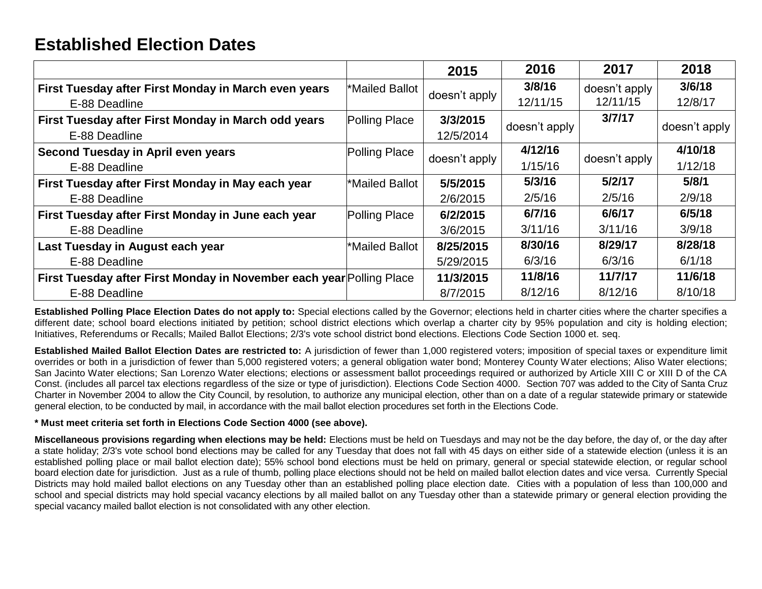## Established Election Dates

| | | 2015 | 2016 | 2017 | 2018 |
|---|---|---|---|---|---|
| **First Tuesday after First Monday in March even years**<br>E-88 Deadline | *Mailed Ballot | doesn't apply | **3/8/16**<br>12/11/15 | doesn't apply<br>12/11/15 | **3/6/18**<br>12/8/17 |
| **First Tuesday after First Monday in March odd years**<br>E-88 Deadline | Polling Place | **3/3/2015**<br>12/5/2014 | doesn't apply | **3/7/17** | doesn't apply |
| **Second Tuesday in April even years**<br>E-88 Deadline | Polling Place | doesn't apply | **4/12/16**<br>1/15/16 | doesn't apply | **4/10/18**<br>1/12/18 |
| **First Tuesday after First Monday in May each year**<br>E-88 Deadline | *Mailed Ballot | **5/5/2015**<br>2/6/2015 | **5/3/16**<br>2/5/16 | **5/2/17**<br>2/5/16 | **5/8/1**<br>2/9/18 |
| **First Tuesday after First Monday in June each year**<br>E-88 Deadline | Polling Place | **6/2/2015**<br>3/6/2015 | **6/7/16**<br>3/11/16 | **6/6/17**<br>3/11/16 | **6/5/18**<br>3/9/18 |
| **Last Tuesday in August each year**<br>E-88 Deadline | *Mailed Ballot | **8/25/2015**<br>5/29/2015 | **8/30/16**<br>6/3/16 | **8/29/17**<br>6/3/16 | **8/28/18**<br>6/1/18 |
| **First Tuesday after First Monday in November each year**<br>E-88 Deadline | Polling Place | **11/3/2015**<br>8/7/2015 | **11/8/16**<br>8/12/16 | **11/7/17**<br>8/12/16 | **11/6/18**<br>8/10/18 |

**Established Polling Place Election Dates do not apply to:** Special elections called by the Governor; elections held in charter cities where the charter specifies a different date; school board elections initiated by petition; school district elections which overlap a charter city by 95% population and city is holding election; Initiatives, Referendums or Recalls; Mailed Ballot Elections; 2/3's vote school district bond elections. Elections Code Section 1000 et. seq.

**Established Mailed Ballot Election Dates are restricted to:** A jurisdiction of fewer than 1,000 registered voters; imposition of special taxes or expenditure limit overrides or both in a jurisdiction of fewer than 5,000 registered voters; a general obligation water bond; Monterey County Water elections; Aliso Water elections; San Jacinto Water elections; San Lorenzo Water elections; elections or assessment ballot proceedings required or authorized by Article XIII C or XIII D of the CA Const. (includes all parcel tax elections regardless of the size or type of jurisdiction). Elections Code Section 4000. Section 707 was added to the City of Santa Cruz Charter in November 2004 to allow the City Council, by resolution, to authorize any municipal election, other than on a date of a regular statewide primary or statewide general election, to be conducted by mail, in accordance with the mail ballot election procedures set forth in the Elections Code.

**\* Must meet criteria set forth in Elections Code Section 4000 (see above).**

**Miscellaneous provisions regarding when elections may be held:** Elections must be held on Tuesdays and may not be the day before, the day of, or the day after a state holiday; 2/3's vote school bond elections may be called for any Tuesday that does not fall with 45 days on either side of a statewide election (unless it is an established polling place or mail ballot election date); 55% school bond elections must be held on primary, general or special statewide election, or regular school board election date for jurisdiction. Just as a rule of thumb, polling place elections should not be held on mailed ballot election dates and vice versa. Currently Special Districts may hold mailed ballot elections on any Tuesday other than an established polling place election date. Cities with a population of less than 100,000 and school and special districts may hold special vacancy elections by all mailed ballot on any Tuesday other than a statewide primary or general election providing the special vacancy mailed ballot election is not consolidated with any other election.